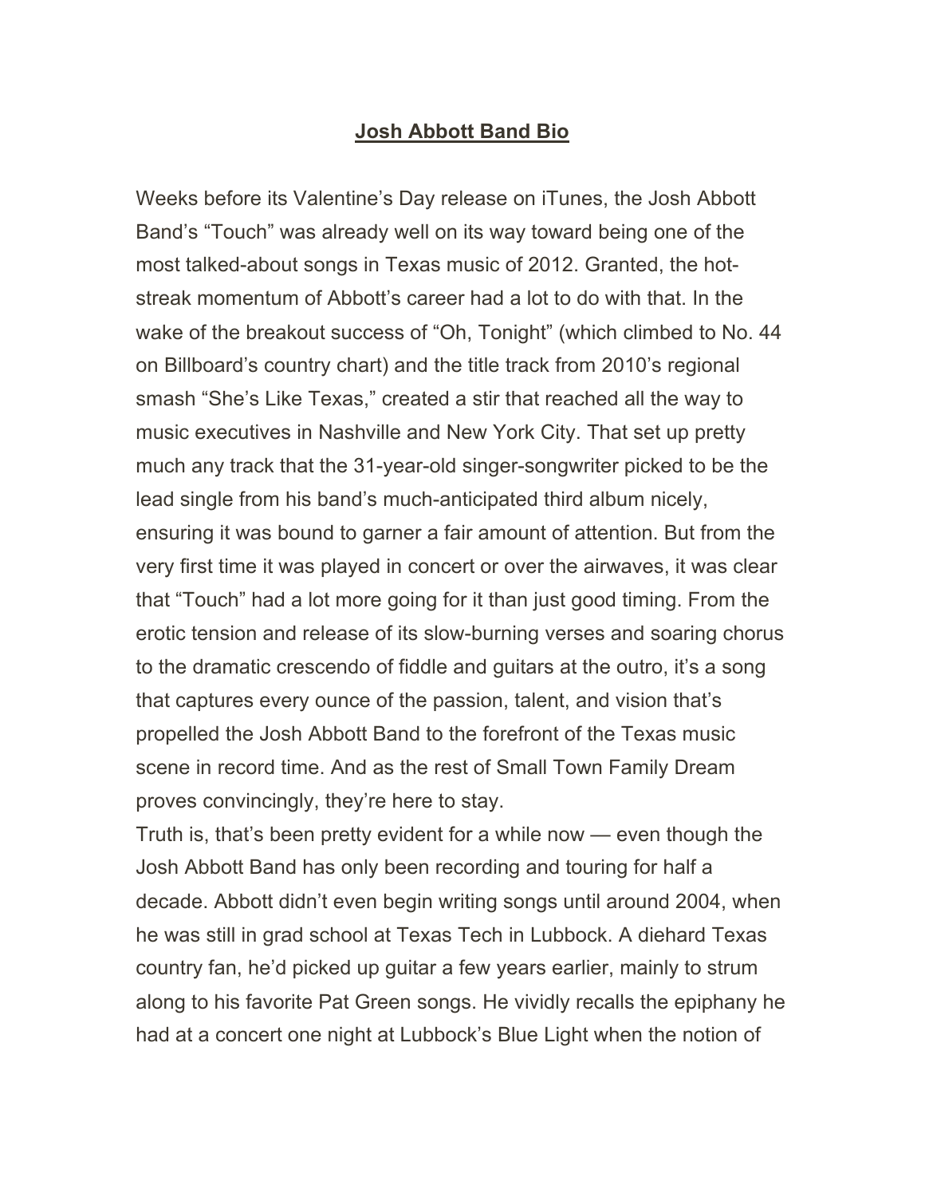# Josh Abbott Band Bio

Weeks before its Valentine's Day release on iTunes, the Josh Abbott Band's "Touch" was already well on its way toward being one of the most talked-about songs in Texas music of 2012. Granted, the hot-streak momentum of Abbott's career had a lot to do with that. In the wake of the breakout success of "Oh, Tonight" (which climbed to No. 44 on Billboard's country chart) and the title track from 2010's regional smash "She's Like Texas," created a stir that reached all the way to music executives in Nashville and New York City. That set up pretty much any track that the 31-year-old singer-songwriter picked to be the lead single from his band's much-anticipated third album nicely, ensuring it was bound to garner a fair amount of attention. But from the very first time it was played in concert or over the airwaves, it was clear that "Touch" had a lot more going for it than just good timing. From the erotic tension and release of its slow-burning verses and soaring chorus to the dramatic crescendo of fiddle and guitars at the outro, it's a song that captures every ounce of the passion, talent, and vision that's propelled the Josh Abbott Band to the forefront of the Texas music scene in record time. And as the rest of Small Town Family Dream proves convincingly, they're here to stay.

Truth is, that's been pretty evident for a while now — even though the Josh Abbott Band has only been recording and touring for half a decade. Abbott didn't even begin writing songs until around 2004, when he was still in grad school at Texas Tech in Lubbock. A diehard Texas country fan, he'd picked up guitar a few years earlier, mainly to strum along to his favorite Pat Green songs. He vividly recalls the epiphany he had at a concert one night at Lubbock's Blue Light when the notion of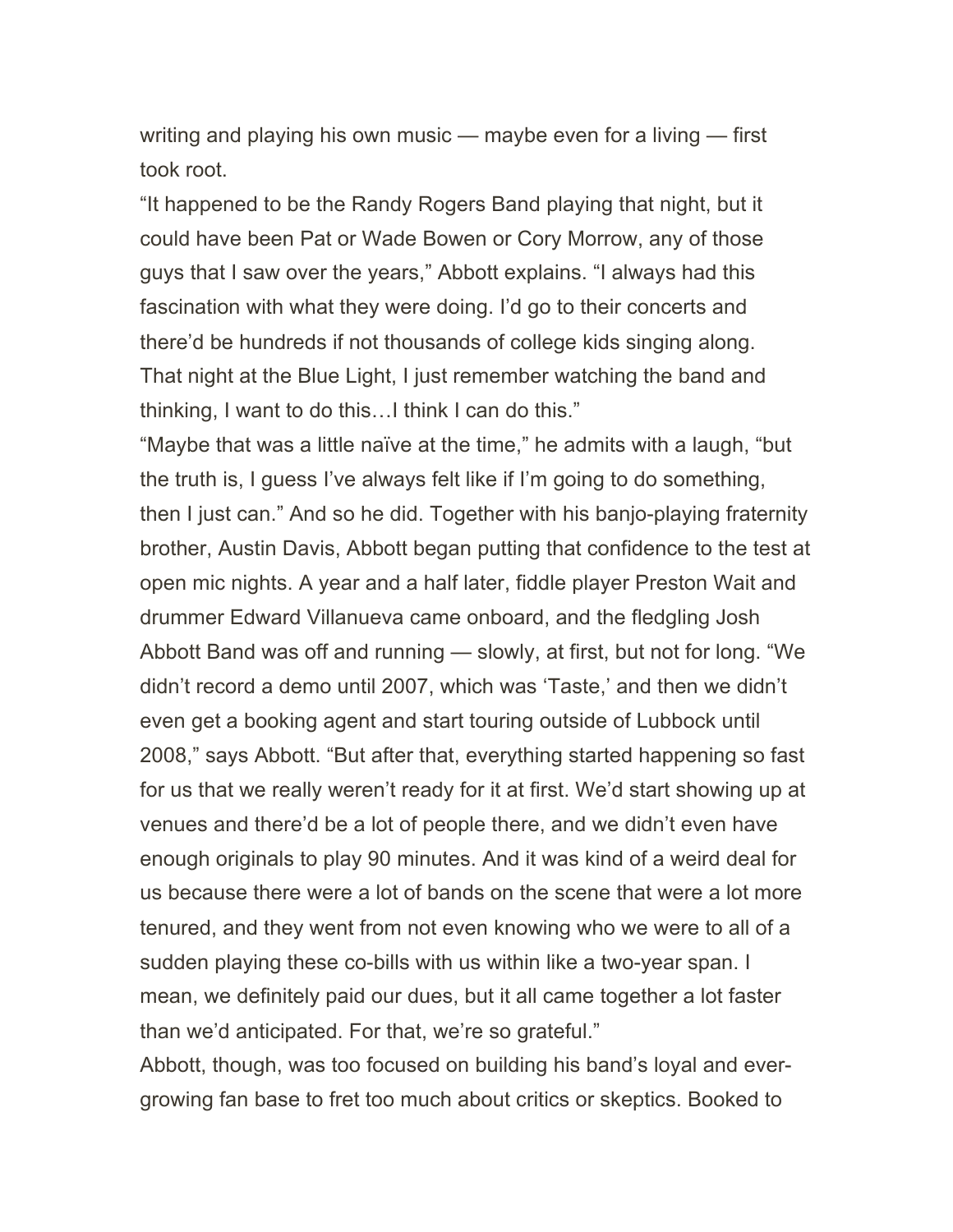writing and playing his own music — maybe even for a living — first took root.

“It happened to be the Randy Rogers Band playing that night, but it could have been Pat or Wade Bowen or Cory Morrow, any of those guys that I saw over the years,” Abbott explains. “I always had this fascination with what they were doing. I’d go to their concerts and there’d be hundreds if not thousands of college kids singing along. That night at the Blue Light, I just remember watching the band and thinking, I want to do this…I think I can do this.”

“Maybe that was a little naïve at the time,” he admits with a laugh, “but the truth is, I guess I’ve always felt like if I’m going to do something, then I just can.” And so he did. Together with his banjo-playing fraternity brother, Austin Davis, Abbott began putting that confidence to the test at open mic nights. A year and a half later, fiddle player Preston Wait and drummer Edward Villanueva came onboard, and the fledgling Josh Abbott Band was off and running — slowly, at first, but not for long. “We didn’t record a demo until 2007, which was ‘Taste,’ and then we didn’t even get a booking agent and start touring outside of Lubbock until 2008,” says Abbott. “But after that, everything started happening so fast for us that we really weren’t ready for it at first. We’d start showing up at venues and there’d be a lot of people there, and we didn’t even have enough originals to play 90 minutes. And it was kind of a weird deal for us because there were a lot of bands on the scene that were a lot more tenured, and they went from not even knowing who we were to all of a sudden playing these co-bills with us within like a two-year span. I mean, we definitely paid our dues, but it all came together a lot faster than we’d anticipated. For that, we’re so grateful.”

Abbott, though, was too focused on building his band’s loyal and ever-growing fan base to fret too much about critics or skeptics. Booked to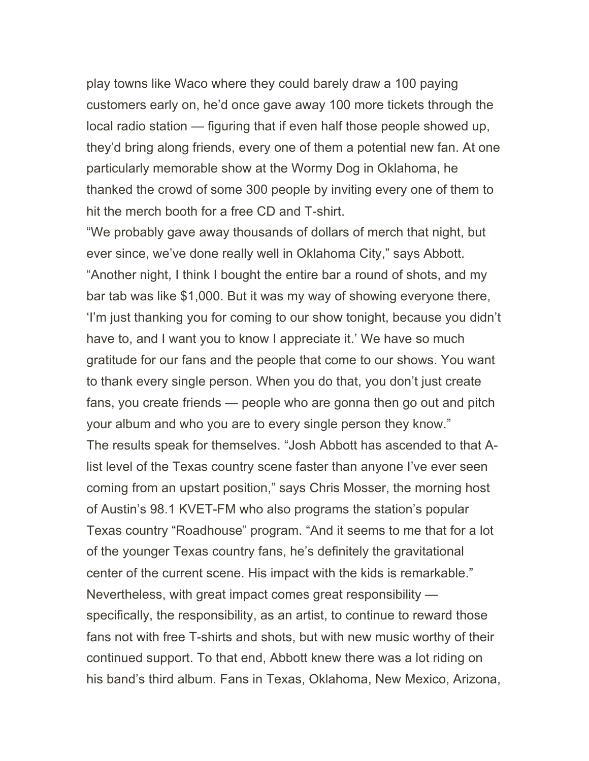play towns like Waco where they could barely draw a 100 paying customers early on, he'd once gave away 100 more tickets through the local radio station — figuring that if even half those people showed up, they'd bring along friends, every one of them a potential new fan. At one particularly memorable show at the Wormy Dog in Oklahoma, he thanked the crowd of some 300 people by inviting every one of them to hit the merch booth for a free CD and T-shirt.

"We probably gave away thousands of dollars of merch that night, but ever since, we've done really well in Oklahoma City," says Abbott. "Another night, I think I bought the entire bar a round of shots, and my bar tab was like $1,000. But it was my way of showing everyone there, 'I'm just thanking you for coming to our show tonight, because you didn't have to, and I want you to know I appreciate it.' We have so much gratitude for our fans and the people that come to our shows. You want to thank every single person. When you do that, you don't just create fans, you create friends — people who are gonna then go out and pitch your album and who you are to every single person they know."

The results speak for themselves. "Josh Abbott has ascended to that A-list level of the Texas country scene faster than anyone I've ever seen coming from an upstart position," says Chris Mosser, the morning host of Austin's 98.1 KVET-FM who also programs the station's popular Texas country "Roadhouse" program. "And it seems to me that for a lot of the younger Texas country fans, he's definitely the gravitational center of the current scene. His impact with the kids is remarkable."

Nevertheless, with great impact comes great responsibility — specifically, the responsibility, as an artist, to continue to reward those fans not with free T-shirts and shots, but with new music worthy of their continued support. To that end, Abbott knew there was a lot riding on his band's third album. Fans in Texas, Oklahoma, New Mexico, Arizona,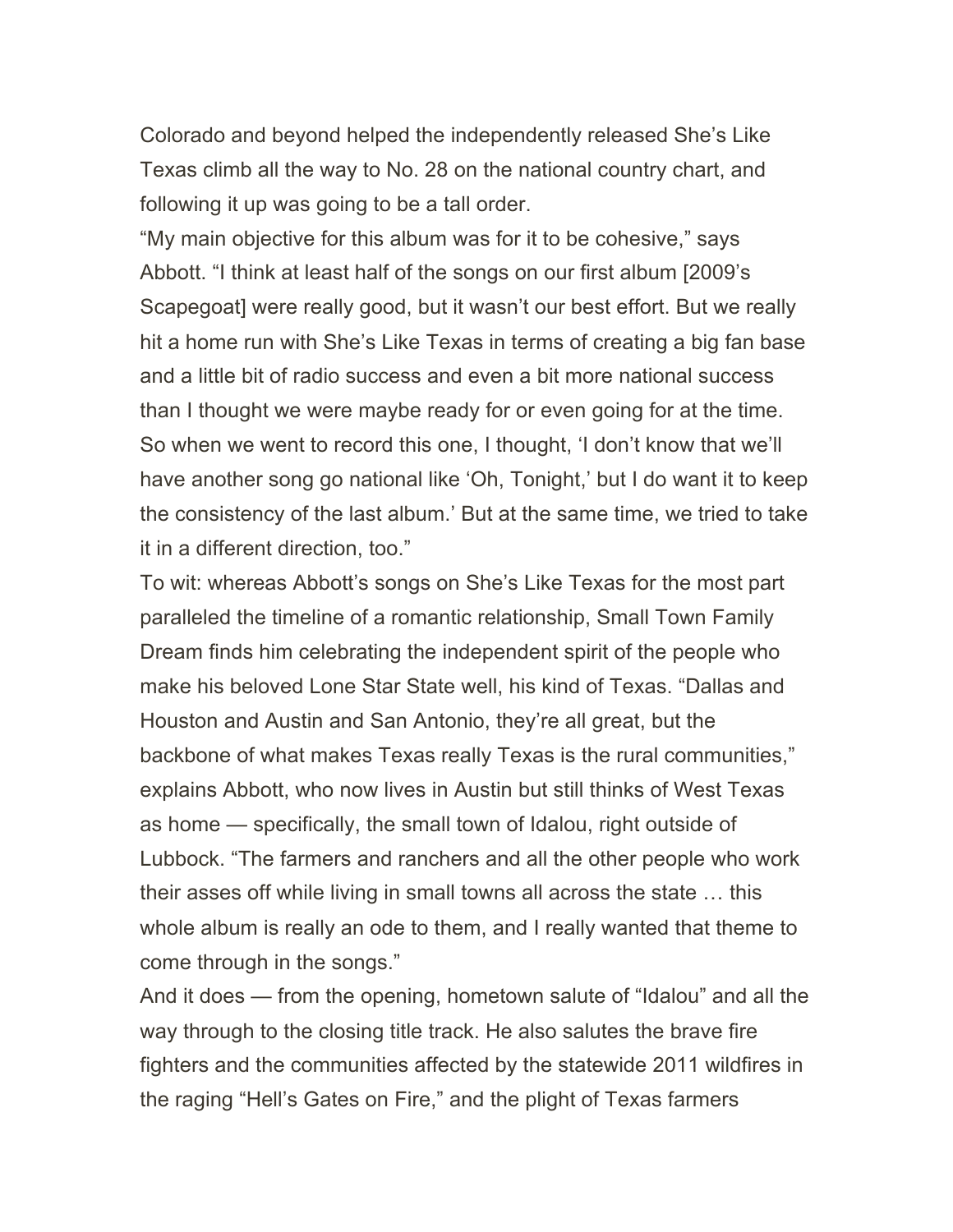Colorado and beyond helped the independently released She's Like Texas climb all the way to No. 28 on the national country chart, and following it up was going to be a tall order.

"My main objective for this album was for it to be cohesive," says Abbott. "I think at least half of the songs on our first album [2009's Scapegoat] were really good, but it wasn't our best effort. But we really hit a home run with She's Like Texas in terms of creating a big fan base and a little bit of radio success and even a bit more national success than I thought we were maybe ready for or even going for at the time. So when we went to record this one, I thought, 'I don't know that we'll have another song go national like 'Oh, Tonight,' but I do want it to keep the consistency of the last album.' But at the same time, we tried to take it in a different direction, too."

To wit: whereas Abbott's songs on She's Like Texas for the most part paralleled the timeline of a romantic relationship, Small Town Family Dream finds him celebrating the independent spirit of the people who make his beloved Lone Star State well, his kind of Texas. "Dallas and Houston and Austin and San Antonio, they're all great, but the backbone of what makes Texas really Texas is the rural communities," explains Abbott, who now lives in Austin but still thinks of West Texas as home — specifically, the small town of Idalou, right outside of Lubbock. "The farmers and ranchers and all the other people who work their asses off while living in small towns all across the state … this whole album is really an ode to them, and I really wanted that theme to come through in the songs."

And it does — from the opening, hometown salute of "Idalou" and all the way through to the closing title track. He also salutes the brave fire fighters and the communities affected by the statewide 2011 wildfires in the raging "Hell's Gates on Fire," and the plight of Texas farmers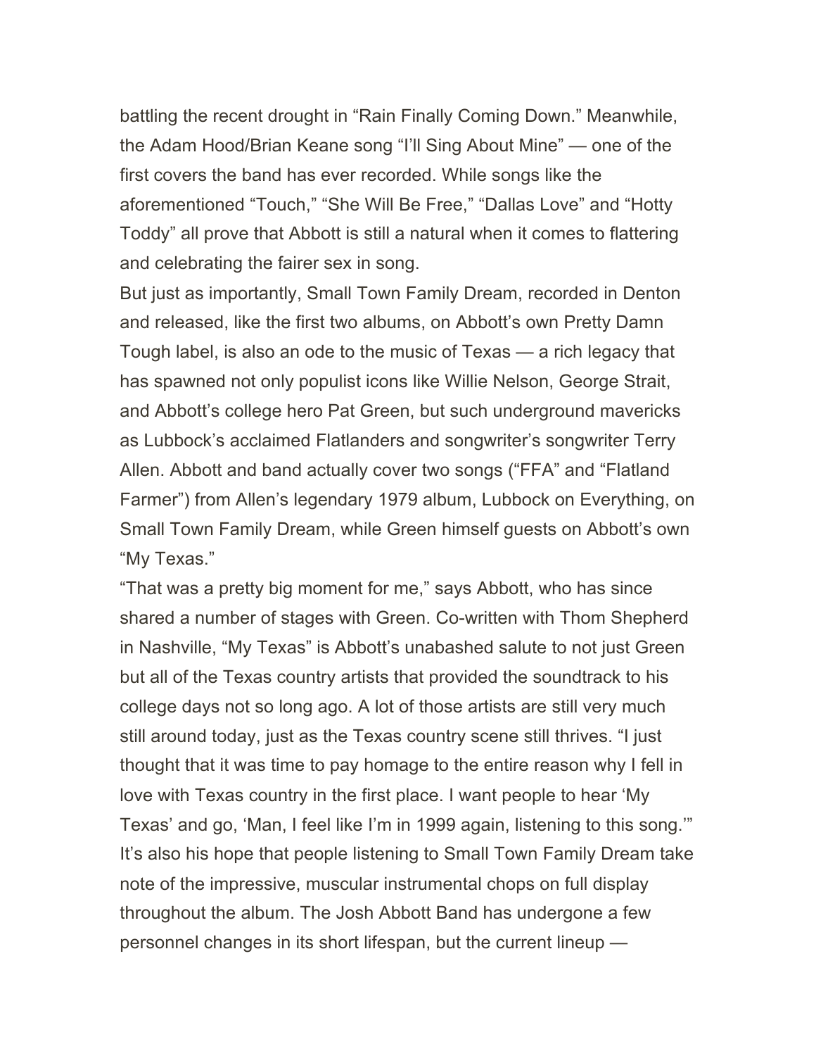battling the recent drought in “Rain Finally Coming Down.” Meanwhile, the Adam Hood/Brian Keane song “I’ll Sing About Mine” — one of the first covers the band has ever recorded. While songs like the aforementioned “Touch,” “She Will Be Free,” “Dallas Love” and “Hotty Toddy” all prove that Abbott is still a natural when it comes to flattering and celebrating the fairer sex in song.

But just as importantly, Small Town Family Dream, recorded in Denton and released, like the first two albums, on Abbott’s own Pretty Damn Tough label, is also an ode to the music of Texas — a rich legacy that has spawned not only populist icons like Willie Nelson, George Strait, and Abbott’s college hero Pat Green, but such underground mavericks as Lubbock’s acclaimed Flatlanders and songwriter’s songwriter Terry Allen. Abbott and band actually cover two songs (“FFA” and “Flatland Farmer”) from Allen’s legendary 1979 album, Lubbock on Everything, on Small Town Family Dream, while Green himself guests on Abbott’s own “My Texas.”

“That was a pretty big moment for me,” says Abbott, who has since shared a number of stages with Green. Co-written with Thom Shepherd in Nashville, “My Texas” is Abbott’s unabashed salute to not just Green but all of the Texas country artists that provided the soundtrack to his college days not so long ago. A lot of those artists are still very much still around today, just as the Texas country scene still thrives. “I just thought that it was time to pay homage to the entire reason why I fell in love with Texas country in the first place. I want people to hear ‘My Texas’ and go, ‘Man, I feel like I’m in 1999 again, listening to this song.’” It’s also his hope that people listening to Small Town Family Dream take note of the impressive, muscular instrumental chops on full display throughout the album. The Josh Abbott Band has undergone a few personnel changes in its short lifespan, but the current lineup —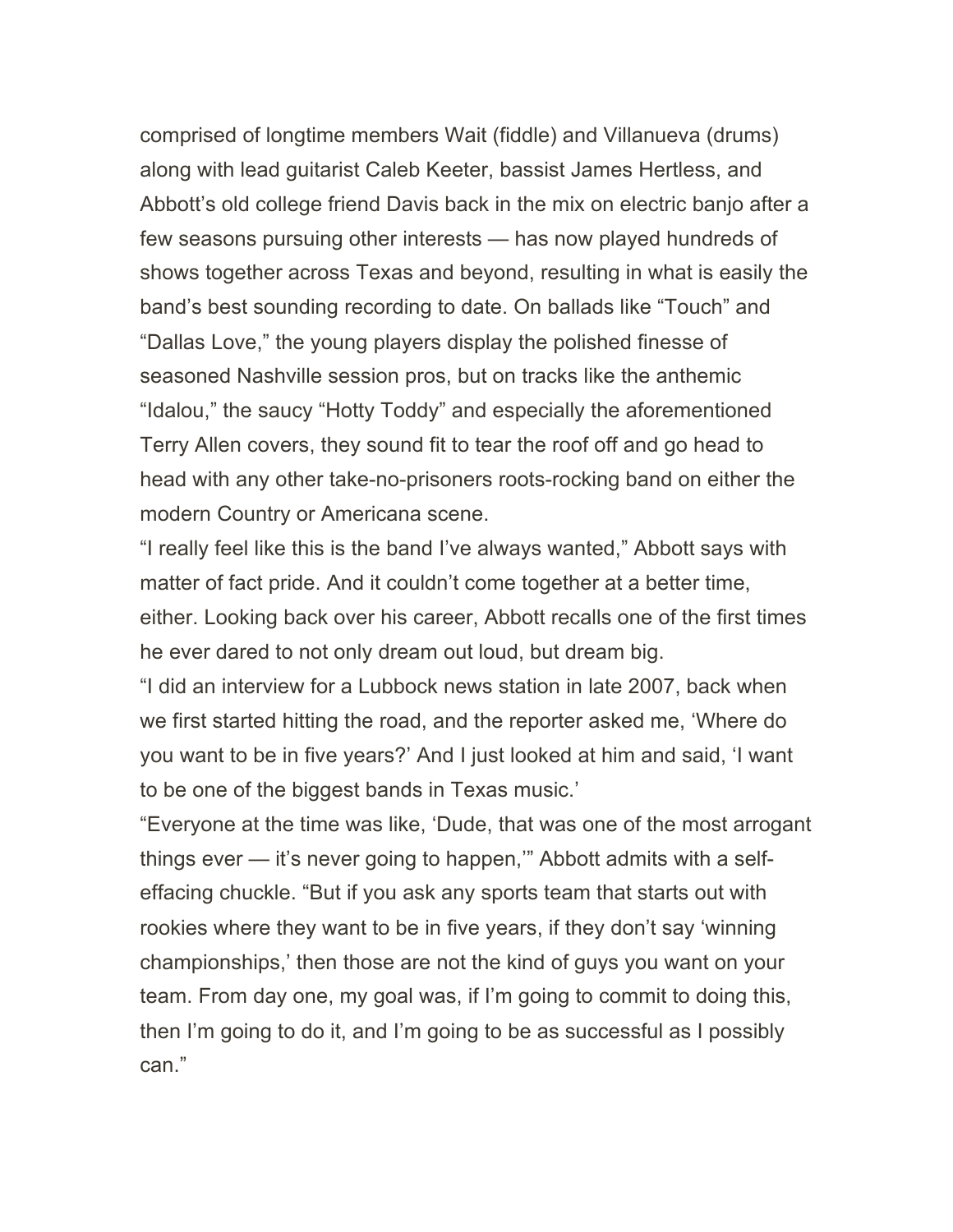comprised of longtime members Wait (fiddle) and Villanueva (drums) along with lead guitarist Caleb Keeter, bassist James Hertless, and Abbott's old college friend Davis back in the mix on electric banjo after a few seasons pursuing other interests — has now played hundreds of shows together across Texas and beyond, resulting in what is easily the band's best sounding recording to date. On ballads like "Touch" and "Dallas Love," the young players display the polished finesse of seasoned Nashville session pros, but on tracks like the anthemic "Idalou," the saucy "Hotty Toddy" and especially the aforementioned Terry Allen covers, they sound fit to tear the roof off and go head to head with any other take-no-prisoners roots-rocking band on either the modern Country or Americana scene.

"I really feel like this is the band I've always wanted," Abbott says with matter of fact pride. And it couldn't come together at a better time, either. Looking back over his career, Abbott recalls one of the first times he ever dared to not only dream out loud, but dream big.

"I did an interview for a Lubbock news station in late 2007, back when we first started hitting the road, and the reporter asked me, 'Where do you want to be in five years?' And I just looked at him and said, 'I want to be one of the biggest bands in Texas music.'

"Everyone at the time was like, 'Dude, that was one of the most arrogant things ever — it's never going to happen,'" Abbott admits with a self-effacing chuckle. "But if you ask any sports team that starts out with rookies where they want to be in five years, if they don't say 'winning championships,' then those are not the kind of guys you want on your team. From day one, my goal was, if I'm going to commit to doing this, then I'm going to do it, and I'm going to be as successful as I possibly can."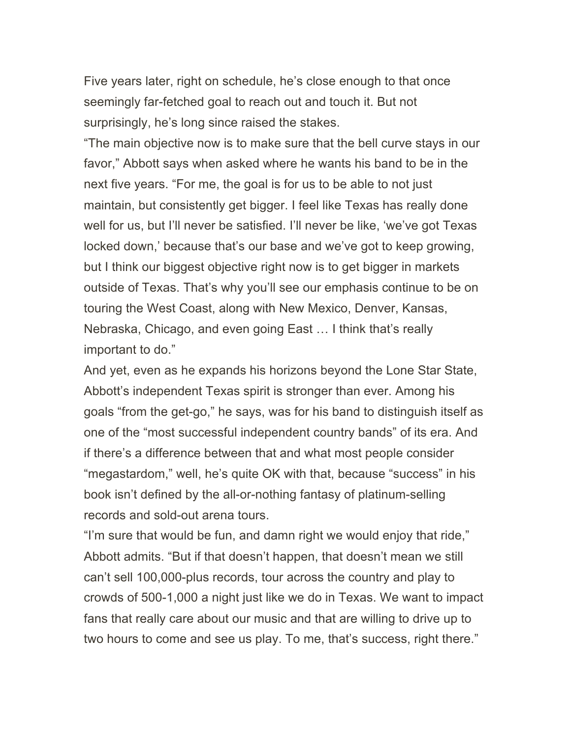Five years later, right on schedule, he's close enough to that once seemingly far-fetched goal to reach out and touch it. But not surprisingly, he's long since raised the stakes.

"The main objective now is to make sure that the bell curve stays in our favor," Abbott says when asked where he wants his band to be in the next five years. "For me, the goal is for us to be able to not just maintain, but consistently get bigger. I feel like Texas has really done well for us, but I'll never be satisfied. I'll never be like, 'we've got Texas locked down,' because that's our base and we've got to keep growing, but I think our biggest objective right now is to get bigger in markets outside of Texas. That's why you'll see our emphasis continue to be on touring the West Coast, along with New Mexico, Denver, Kansas, Nebraska, Chicago, and even going East … I think that's really important to do."

And yet, even as he expands his horizons beyond the Lone Star State, Abbott's independent Texas spirit is stronger than ever. Among his goals "from the get-go," he says, was for his band to distinguish itself as one of the "most successful independent country bands" of its era. And if there's a difference between that and what most people consider "megastardom," well, he's quite OK with that, because "success" in his book isn't defined by the all-or-nothing fantasy of platinum-selling records and sold-out arena tours.

"I'm sure that would be fun, and damn right we would enjoy that ride," Abbott admits. "But if that doesn't happen, that doesn't mean we still can't sell 100,000-plus records, tour across the country and play to crowds of 500-1,000 a night just like we do in Texas. We want to impact fans that really care about our music and that are willing to drive up to two hours to come and see us play. To me, that's success, right there."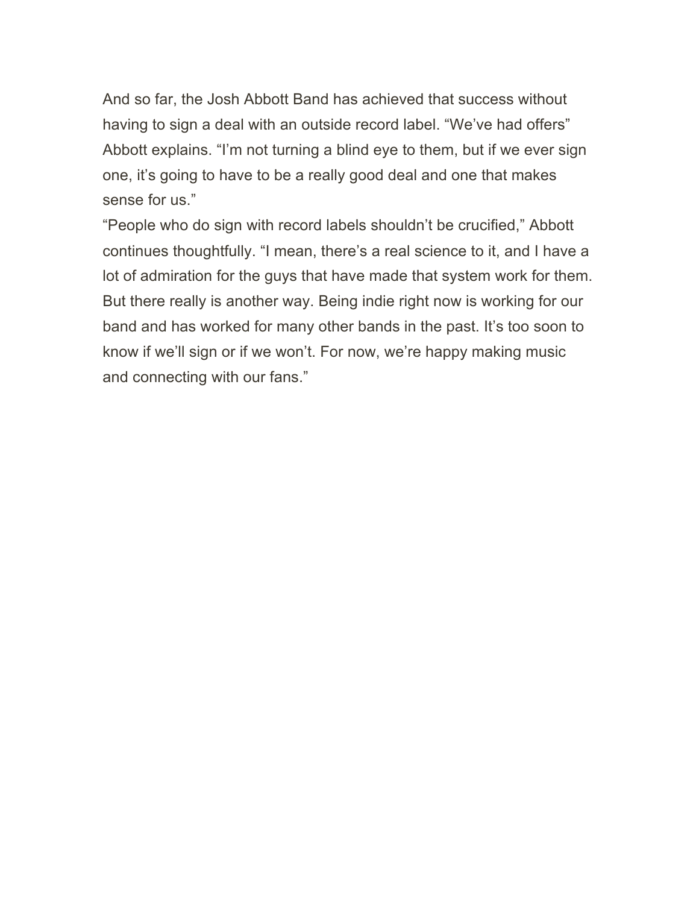And so far, the Josh Abbott Band has achieved that success without having to sign a deal with an outside record label. “We’ve had offers” Abbott explains. “I’m not turning a blind eye to them, but if we ever sign one, it’s going to have to be a really good deal and one that makes sense for us.”

“People who do sign with record labels shouldn’t be crucified,” Abbott continues thoughtfully. “I mean, there’s a real science to it, and I have a lot of admiration for the guys that have made that system work for them. But there really is another way. Being indie right now is working for our band and has worked for many other bands in the past. It’s too soon to know if we’ll sign or if we won’t. For now, we’re happy making music and connecting with our fans.”